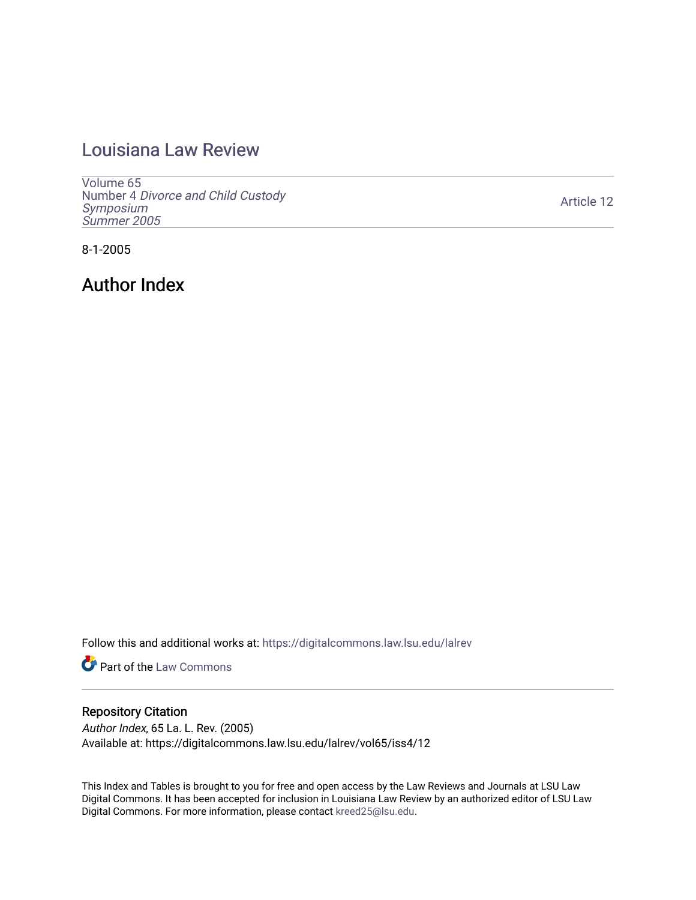# Louisiana Law Review

Volume 65
Number 4 *Divorce and Child Custody Symposium Summer 2005*

Article 12

8-1-2005

## Author Index

Follow this and additional works at: https://digitalcommons.law.lsu.edu/lalrev

Part of the Law Commons

### Repository Citation

*Author Index*, 65 La. L. Rev. (2005)
Available at: https://digitalcommons.law.lsu.edu/lalrev/vol65/iss4/12

This Index and Tables is brought to you for free and open access by the Law Reviews and Journals at LSU Law Digital Commons. It has been accepted for inclusion in Louisiana Law Review by an authorized editor of LSU Law Digital Commons. For more information, please contact kreed25@lsu.edu.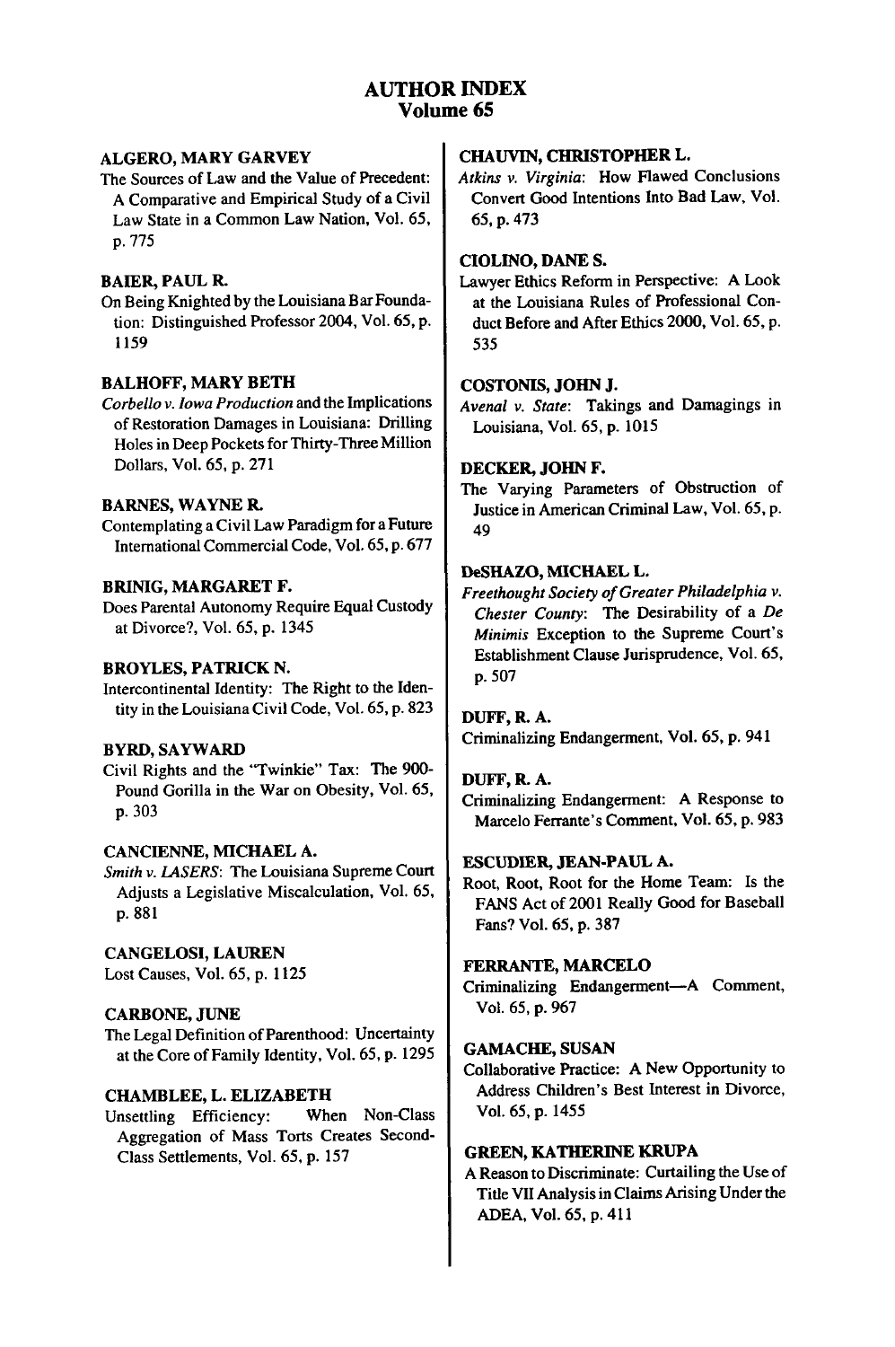# AUTHOR INDEX
## Volume 65

**ALGERO, MARY GARVEY**
The Sources of Law and the Value of Precedent: A Comparative and Empirical Study of a Civil Law State in a Common Law Nation, Vol. 65, p. 775

**BAIER, PAUL R.**
On Being Knighted by the Louisiana Bar Foundation: Distinguished Professor 2004, Vol. 65, p. 1159

**BALHOFF, MARY BETH**
*Corbello v. Iowa Production* and the Implications of Restoration Damages in Louisiana: Drilling Holes in Deep Pockets for Thirty-Three Million Dollars, Vol. 65, p. 271

**BARNES, WAYNE R.**
Contemplating a Civil Law Paradigm for a Future International Commercial Code, Vol. 65, p. 677

**BRINIG, MARGARET F.**
Does Parental Autonomy Require Equal Custody at Divorce?, Vol. 65, p. 1345

**BROYLES, PATRICK N.**
Intercontinental Identity: The Right to the Identity in the Louisiana Civil Code, Vol. 65, p. 823

**BYRD, SAYWARD**
Civil Rights and the "Twinkie" Tax: The 900-Pound Gorilla in the War on Obesity, Vol. 65, p. 303

**CANCIENNE, MICHAEL A.**
*Smith v. LASERS*: The Louisiana Supreme Court Adjusts a Legislative Miscalculation, Vol. 65, p. 881

**CANGELOSI, LAUREN**
Lost Causes, Vol. 65, p. 1125

**CARBONE, JUNE**
The Legal Definition of Parenthood: Uncertainty at the Core of Family Identity, Vol. 65, p. 1295

**CHAMBLEE, L. ELIZABETH**
Unsettling Efficiency: When Non-Class Aggregation of Mass Torts Creates Second-Class Settlements, Vol. 65, p. 157

**CHAUVIN, CHRISTOPHER L.**
*Atkins v. Virginia*: How Flawed Conclusions Convert Good Intentions Into Bad Law, Vol. 65, p. 473

**CIOLINO, DANE S.**
Lawyer Ethics Reform in Perspective: A Look at the Louisiana Rules of Professional Conduct Before and After Ethics 2000, Vol. 65, p. 535

**COSTONIS, JOHN J.**
*Avenal v. State*: Takings and Damagings in Louisiana, Vol. 65, p. 1015

**DECKER, JOHN F.**
The Varying Parameters of Obstruction of Justice in American Criminal Law, Vol. 65, p. 49

**DeSHAZO, MICHAEL L.**
*Freethought Society of Greater Philadelphia v. Chester County*: The Desirability of a *De Minimis* Exception to the Supreme Court's Establishment Clause Jurisprudence, Vol. 65, p. 507

**DUFF, R. A.**
Criminalizing Endangerment, Vol. 65, p. 941

**DUFF, R. A.**
Criminalizing Endangerment: A Response to Marcelo Ferrante's Comment, Vol. 65, p. 983

**ESCUDIER, JEAN-PAUL A.**
Root, Root, Root for the Home Team: Is the FANS Act of 2001 Really Good for Baseball Fans? Vol. 65, p. 387

**FERRANTE, MARCELO**
Criminalizing Endangerment—A Comment, Vol. 65, p. 967

**GAMACHE, SUSAN**
Collaborative Practice: A New Opportunity to Address Children's Best Interest in Divorce, Vol. 65, p. 1455

**GREEN, KATHERINE KRUPA**
A Reason to Discriminate: Curtailing the Use of Title VII Analysis in Claims Arising Under the ADEA, Vol. 65, p. 411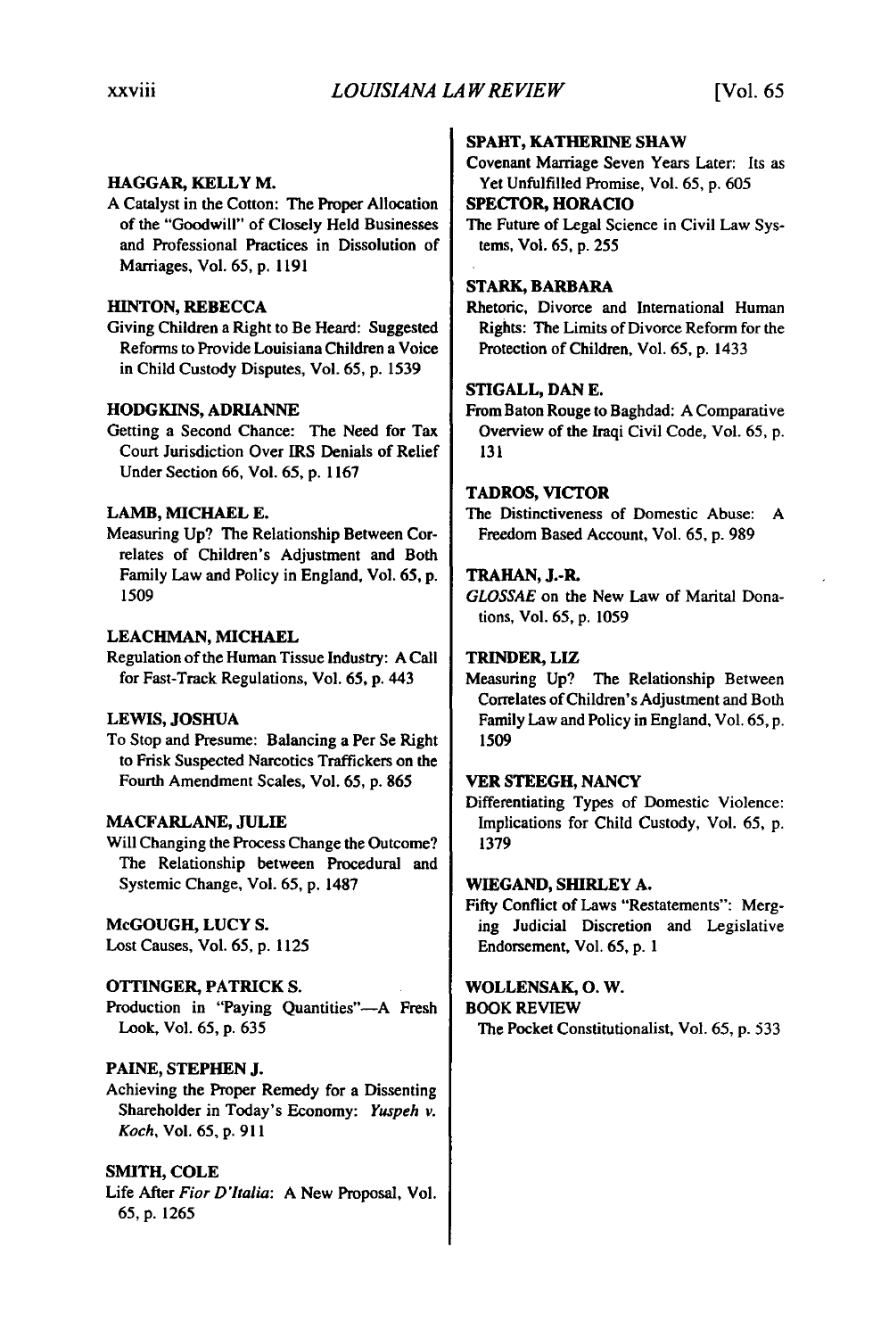**HAGGAR, KELLY M.**
A Catalyst in the Cotton: The Proper Allocation of the "Goodwill" of Closely Held Businesses and Professional Practices in Dissolution of Marriages, Vol. 65, p. 1191

**HINTON, REBECCA**
Giving Children a Right to Be Heard: Suggested Reforms to Provide Louisiana Children a Voice in Child Custody Disputes, Vol. 65, p. 1539

**HODGKINS, ADRIANNE**
Getting a Second Chance: The Need for Tax Court Jurisdiction Over IRS Denials of Relief Under Section 66, Vol. 65, p. 1167

**LAMB, MICHAEL E.**
Measuring Up? The Relationship Between Correlates of Children's Adjustment and Both Family Law and Policy in England, Vol. 65, p. 1509

**LEACHMAN, MICHAEL**
Regulation of the Human Tissue Industry: A Call for Fast-Track Regulations, Vol. 65, p. 443

**LEWIS, JOSHUA**
To Stop and Presume: Balancing a Per Se Right to Frisk Suspected Narcotics Traffickers on the Fourth Amendment Scales, Vol. 65, p. 865

**MACFARLANE, JULIE**
Will Changing the Process Change the Outcome? The Relationship between Procedural and Systemic Change, Vol. 65, p. 1487

**McGOUGH, LUCY S.**
Lost Causes, Vol. 65, p. 1125

**OTTINGER, PATRICK S.**
Production in "Paying Quantities"—A Fresh Look, Vol. 65, p. 635

**PAINE, STEPHEN J.**
Achieving the Proper Remedy for a Dissenting Shareholder in Today's Economy: *Yuspeh v. Koch*, Vol. 65, p. 911

**SMITH, COLE**
Life After *Fior D'Italia*: A New Proposal, Vol. 65, p. 1265

**SPAHT, KATHERINE SHAW**
Covenant Marriage Seven Years Later: Its as Yet Unfulfilled Promise, Vol. 65, p. 605

**SPECTOR, HORACIO**
The Future of Legal Science in Civil Law Systems, Vol. 65, p. 255

**STARK, BARBARA**
Rhetoric, Divorce and International Human Rights: The Limits of Divorce Reform for the Protection of Children, Vol. 65, p. 1433

**STIGALL, DAN E.**
From Baton Rouge to Baghdad: A Comparative Overview of the Iraqi Civil Code, Vol. 65, p. 131

**TADROS, VICTOR**
The Distinctiveness of Domestic Abuse: A Freedom Based Account, Vol. 65, p. 989

**TRAHAN, J.-R.**
*GLOSSAE* on the New Law of Marital Donations, Vol. 65, p. 1059

**TRINDER, LIZ**
Measuring Up? The Relationship Between Correlates of Children's Adjustment and Both Family Law and Policy in England, Vol. 65, p. 1509

**VER STEEGH, NANCY**
Differentiating Types of Domestic Violence: Implications for Child Custody, Vol. 65, p. 1379

**WIEGAND, SHIRLEY A.**
Fifty Conflict of Laws "Restatements": Merging Judicial Discretion and Legislative Endorsement, Vol. 65, p. 1

**WOLLENSAK, O. W.**
**BOOK REVIEW**
The Pocket Constitutionalist, Vol. 65, p. 533